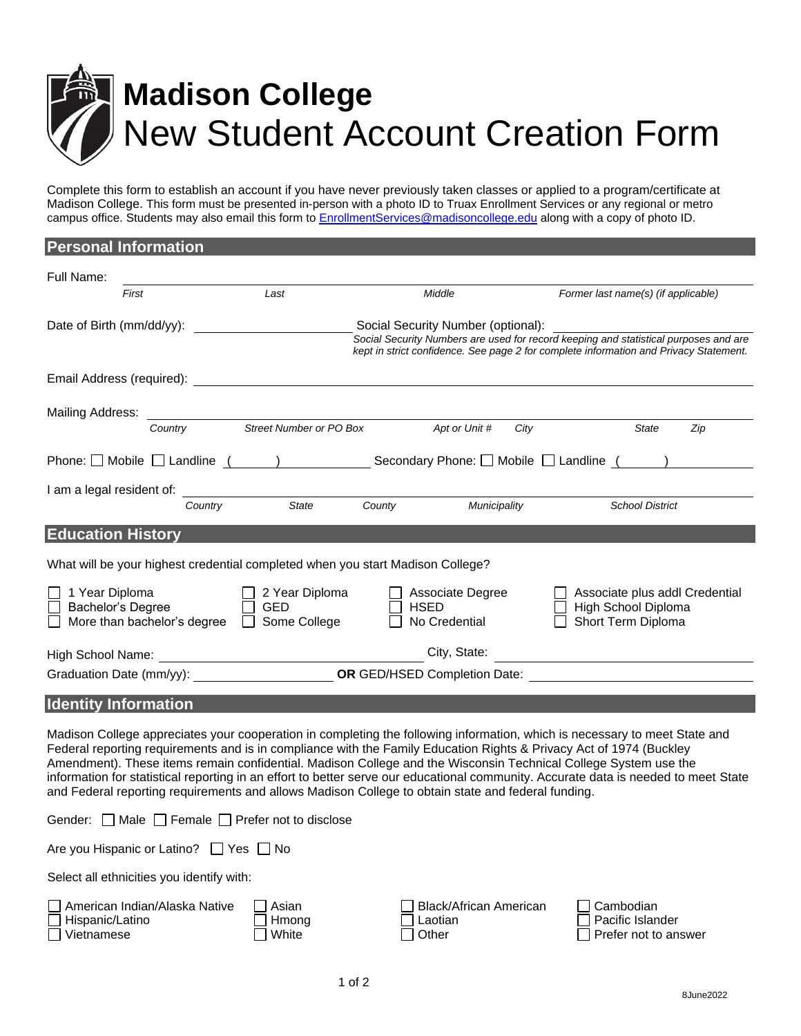# Madison College
# New Student Account Creation Form

Complete this form to establish an account if you have never previously taken classes or applied to a program/certificate at Madison College. This form must be presented in-person with a photo ID to Truax Enrollment Services or any regional or metro campus office. Students may also email this form to EnrollmentServices@madisoncollege.edu along with a copy of photo ID.

## Personal Information

Full Name: ______________________________________________

*First* | *Last* | *Middle* | *Former last name(s) (if applicable)*

Date of Birth (mm/dd/yy): ____________ Social Security Number (optional): ____________

*Social Security Numbers are used for record keeping and statistical purposes and are kept in strict confidence. See page 2 for complete information and Privacy Statement.*

Email Address (required): ______________________________________________

Mailing Address: ______________________________________________

*Country* | *Street Number or PO Box* | *Apt or Unit #* | *City* | *State* | *Zip*

Phone: ☐ Mobile ☐ Landline (     ) ____________ Secondary Phone: ☐ Mobile ☐ Landline (     ) ____________

I am a legal resident of: ______________________________________________

*Country* | *State* | *County* | *Municipality* | *School District*

## Education History

What will be your highest credential completed when you start Madison College?

- ☐ 1 Year Diploma
- ☐ 2 Year Diploma
- ☐ Associate Degree
- ☐ Associate plus addl Credential
- ☐ Bachelor's Degree
- ☐ GED
- ☐ HSED
- ☐ High School Diploma
- ☐ More than bachelor's degree
- ☐ Some College
- ☐ No Credential
- ☐ Short Term Diploma

High School Name: ____________________ City, State: ____________________

Graduation Date (mm/yy): ____________ **OR** GED/HSED Completion Date: ____________

## Identity Information

Madison College appreciates your cooperation in completing the following information, which is necessary to meet State and Federal reporting requirements and is in compliance with the Family Education Rights & Privacy Act of 1974 (Buckley Amendment). These items remain confidential. Madison College and the Wisconsin Technical College System use the information for statistical reporting in an effort to better serve our educational community. Accurate data is needed to meet State and Federal reporting requirements and allows Madison College to obtain state and federal funding.

Gender: ☐ Male ☐ Female ☐ Prefer not to disclose

Are you Hispanic or Latino? ☐ Yes ☐ No

Select all ethnicities you identify with:

- ☐ American Indian/Alaska Native
- ☐ Asian
- ☐ Black/African American
- ☐ Cambodian
- ☐ Hispanic/Latino
- ☐ Hmong
- ☐ Laotian
- ☐ Pacific Islander
- ☐ Vietnamese
- ☐ White
- ☐ Other
- ☐ Prefer not to answer

8June2022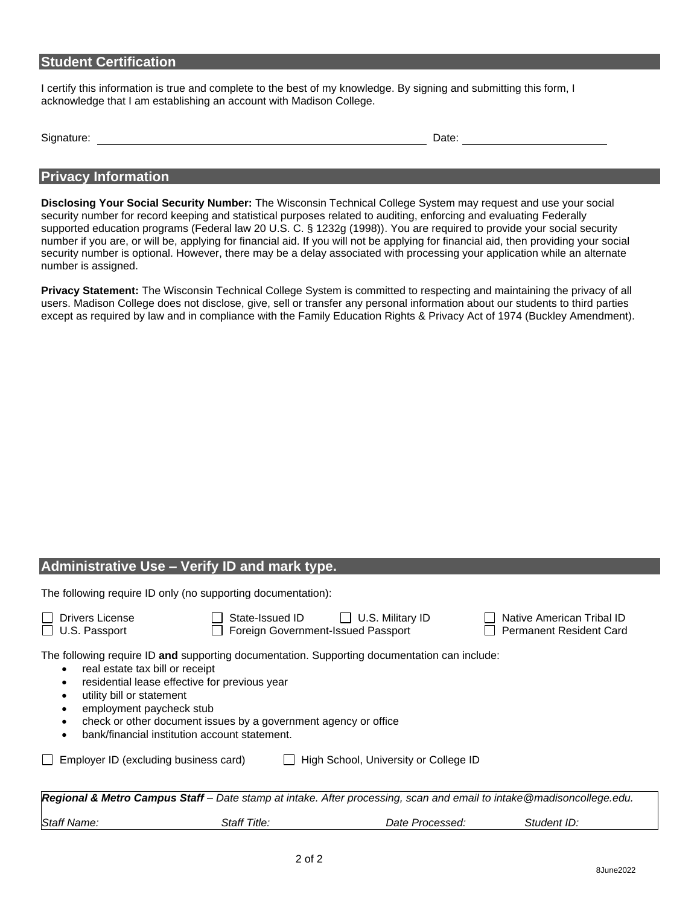## Student Certification

I certify this information is true and complete to the best of my knowledge. By signing and submitting this form, I acknowledge that I am establishing an account with Madison College.

Signature: ______________________________ Date: ______________

## Privacy Information

**Disclosing Your Social Security Number:** The Wisconsin Technical College System may request and use your social security number for record keeping and statistical purposes related to auditing, enforcing and evaluating Federally supported education programs (Federal law 20 U.S. C. § 1232g (1998)). You are required to provide your social security number if you are, or will be, applying for financial aid. If you will not be applying for financial aid, then providing your social security number is optional. However, there may be a delay associated with processing your application while an alternate number is assigned.

**Privacy Statement:** The Wisconsin Technical College System is committed to respecting and maintaining the privacy of all users. Madison College does not disclose, give, sell or transfer any personal information about our students to third parties except as required by law and in compliance with the Family Education Rights & Privacy Act of 1974 (Buckley Amendment).

## Administrative Use – Verify ID and mark type.

The following require ID only (no supporting documentation):

- ☐ Drivers License
- ☐ U.S. Passport
- ☐ State-Issued ID
- ☐ U.S. Military ID
- ☐ Foreign Government-Issued Passport
- ☐ Native American Tribal ID
- ☐ Permanent Resident Card

The following require ID **and** supporting documentation. Supporting documentation can include:

- real estate tax bill or receipt
- residential lease effective for previous year
- utility bill or statement
- employment paycheck stub
- check or other document issues by a government agency or office
- bank/financial institution account statement.

- ☐ Employer ID (excluding business card)
- ☐ High School, University or College ID

***Regional & Metro Campus Staff*** *– Date stamp at intake. After processing, scan and email to intake@madisoncollege.edu.*

*Staff Name:* *Staff Title:* *Date Processed:* *Student ID:*

8June2022